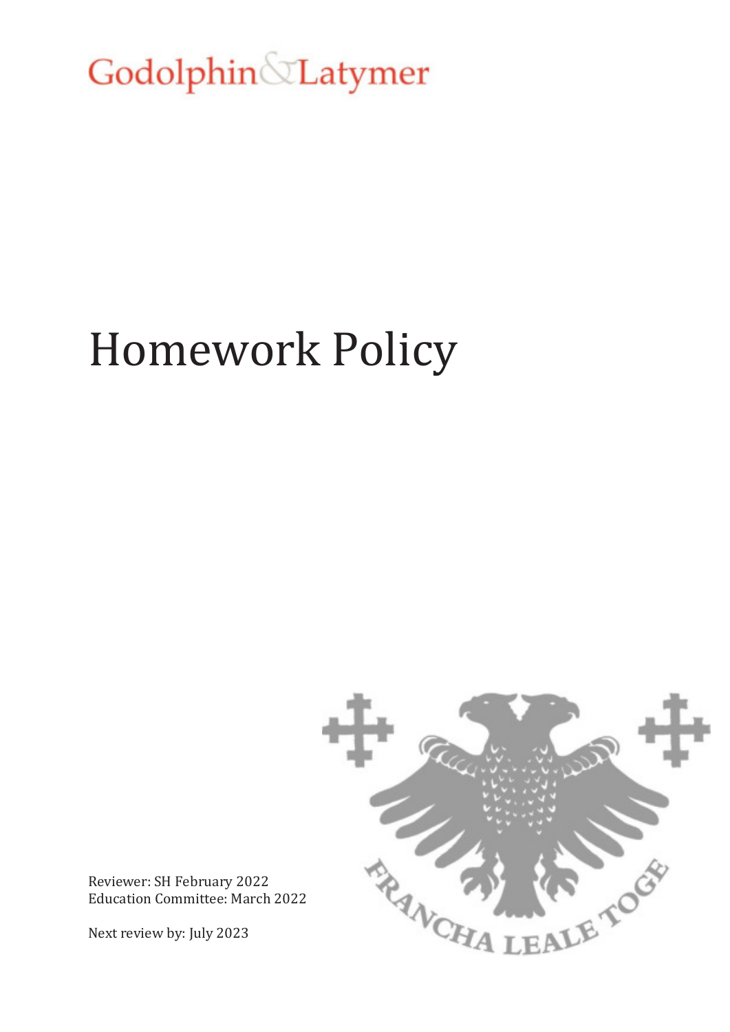Godolphin & Latymer

# Homework Policy

Reviewer: SH February 2022
Education Committee: March 2022

Next review by: July 2023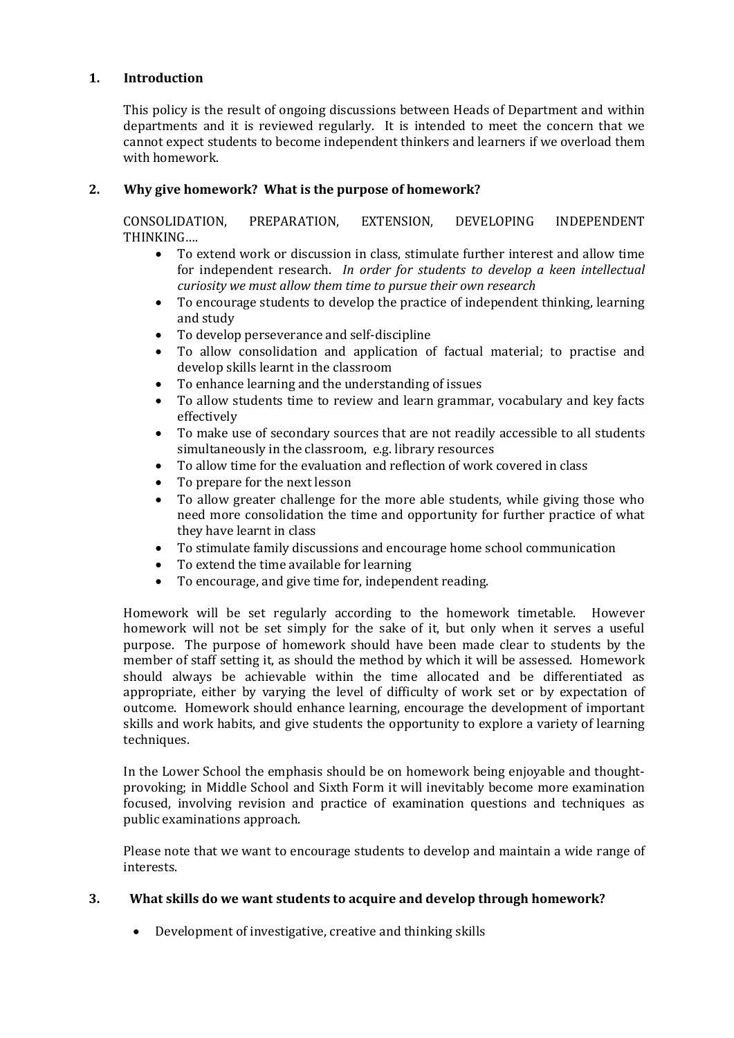## 1. Introduction

This policy is the result of ongoing discussions between Heads of Department and within departments and it is reviewed regularly. It is intended to meet the concern that we cannot expect students to become independent thinkers and learners if we overload them with homework.

## 2. Why give homework? What is the purpose of homework?

CONSOLIDATION, PREPARATION, EXTENSION, DEVELOPING INDEPENDENT THINKING….

- To extend work or discussion in class, stimulate further interest and allow time for independent research. *In order for students to develop a keen intellectual curiosity we must allow them time to pursue their own research*
- To encourage students to develop the practice of independent thinking, learning and study
- To develop perseverance and self-discipline
- To allow consolidation and application of factual material; to practise and develop skills learnt in the classroom
- To enhance learning and the understanding of issues
- To allow students time to review and learn grammar, vocabulary and key facts effectively
- To make use of secondary sources that are not readily accessible to all students simultaneously in the classroom, e.g. library resources
- To allow time for the evaluation and reflection of work covered in class
- To prepare for the next lesson
- To allow greater challenge for the more able students, while giving those who need more consolidation the time and opportunity for further practice of what they have learnt in class
- To stimulate family discussions and encourage home school communication
- To extend the time available for learning
- To encourage, and give time for, independent reading.

Homework will be set regularly according to the homework timetable. However homework will not be set simply for the sake of it, but only when it serves a useful purpose. The purpose of homework should have been made clear to students by the member of staff setting it, as should the method by which it will be assessed. Homework should always be achievable within the time allocated and be differentiated as appropriate, either by varying the level of difficulty of work set or by expectation of outcome. Homework should enhance learning, encourage the development of important skills and work habits, and give students the opportunity to explore a variety of learning techniques.

In the Lower School the emphasis should be on homework being enjoyable and thought-provoking; in Middle School and Sixth Form it will inevitably become more examination focused, involving revision and practice of examination questions and techniques as public examinations approach.

Please note that we want to encourage students to develop and maintain a wide range of interests.

## 3. What skills do we want students to acquire and develop through homework?

- Development of investigative, creative and thinking skills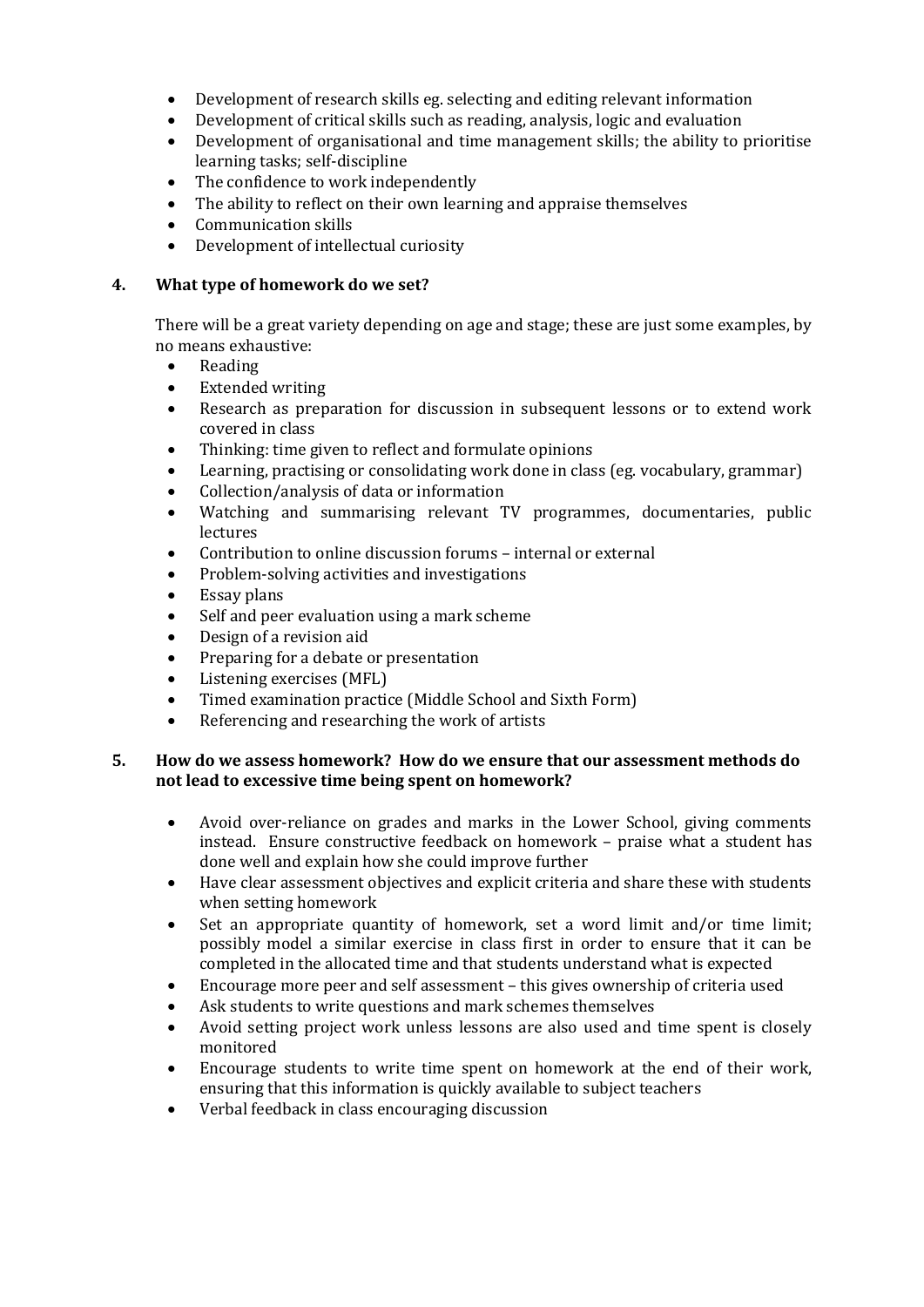- Development of research skills eg. selecting and editing relevant information
- Development of critical skills such as reading, analysis, logic and evaluation
- Development of organisational and time management skills; the ability to prioritise learning tasks; self-discipline
- The confidence to work independently
- The ability to reflect on their own learning and appraise themselves
- Communication skills
- Development of intellectual curiosity

### 4. What type of homework do we set?

There will be a great variety depending on age and stage; these are just some examples, by no means exhaustive:

- Reading
- Extended writing
- Research as preparation for discussion in subsequent lessons or to extend work covered in class
- Thinking: time given to reflect and formulate opinions
- Learning, practising or consolidating work done in class (eg. vocabulary, grammar)
- Collection/analysis of data or information
- Watching and summarising relevant TV programmes, documentaries, public lectures
- Contribution to online discussion forums – internal or external
- Problem-solving activities and investigations
- Essay plans
- Self and peer evaluation using a mark scheme
- Design of a revision aid
- Preparing for a debate or presentation
- Listening exercises (MFL)
- Timed examination practice (Middle School and Sixth Form)
- Referencing and researching the work of artists

### 5. How do we assess homework? How do we ensure that our assessment methods do not lead to excessive time being spent on homework?

- Avoid over-reliance on grades and marks in the Lower School, giving comments instead. Ensure constructive feedback on homework – praise what a student has done well and explain how she could improve further
- Have clear assessment objectives and explicit criteria and share these with students when setting homework
- Set an appropriate quantity of homework, set a word limit and/or time limit; possibly model a similar exercise in class first in order to ensure that it can be completed in the allocated time and that students understand what is expected
- Encourage more peer and self assessment – this gives ownership of criteria used
- Ask students to write questions and mark schemes themselves
- Avoid setting project work unless lessons are also used and time spent is closely monitored
- Encourage students to write time spent on homework at the end of their work, ensuring that this information is quickly available to subject teachers
- Verbal feedback in class encouraging discussion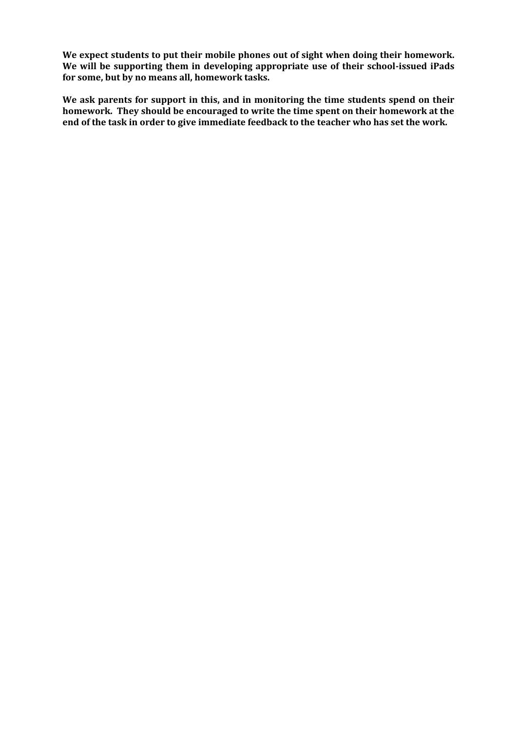**We expect students to put their mobile phones out of sight when doing their homework. We will be supporting them in developing appropriate use of their school-issued iPads for some, but by no means all, homework tasks.**

**We ask parents for support in this, and in monitoring the time students spend on their homework. They should be encouraged to write the time spent on their homework at the end of the task in order to give immediate feedback to the teacher who has set the work.**